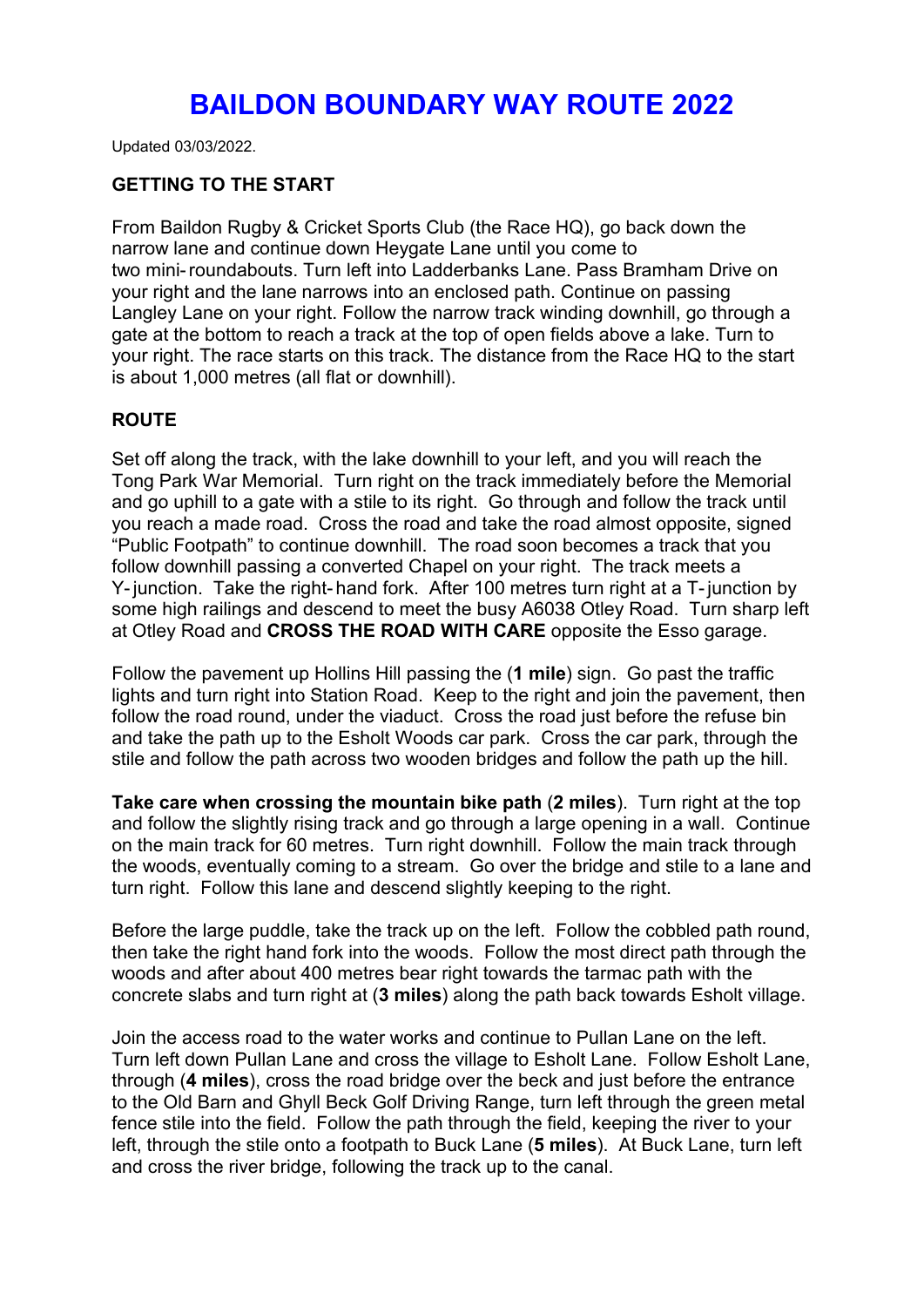# BAILDON BOUNDARY WAY ROUTE 2022

Updated 03/03/2022.

## GETTING TO THE START

From Baildon Rugby & Cricket Sports Club (the Race HQ), go back down the narrow lane and continue down Heygate Lane until you come to two mini-roundabouts. Turn left into Ladderbanks Lane. Pass Bramham Drive on your right and the lane narrows into an enclosed path. Continue on passing Langley Lane on your right. Follow the narrow track winding downhill, go through a gate at the bottom to reach a track at the top of open fields above a lake. Turn to your right. The race starts on this track. The distance from the Race HQ to the start is about 1,000 metres (all flat or downhill).

## ROUTE

Set off along the track, with the lake downhill to your left, and you will reach the Tong Park War Memorial. Turn right on the track immediately before the Memorial and go uphill to a gate with a stile to its right. Go through and follow the track until you reach a made road. Cross the road and take the road almost opposite, signed "Public Footpath" to continue downhill. The road soon becomes a track that you follow downhill passing a converted Chapel on your right. The track meets a Y-junction. Take the right-hand fork. After 100 metres turn right at a T-junction by some high railings and descend to meet the busy A6038 Otley Road. Turn sharp left at Otley Road and **CROSS THE ROAD WITH CARE** opposite the Esso garage.

Follow the pavement up Hollins Hill passing the (**1 mile**) sign. Go past the traffic lights and turn right into Station Road. Keep to the right and join the pavement, then follow the road round, under the viaduct. Cross the road just before the refuse bin and take the path up to the Esholt Woods car park. Cross the car park, through the stile and follow the path across two wooden bridges and follow the path up the hill.

**Take care when crossing the mountain bike path** (**2 miles**). Turn right at the top and follow the slightly rising track and go through a large opening in a wall. Continue on the main track for 60 metres. Turn right downhill. Follow the main track through the woods, eventually coming to a stream. Go over the bridge and stile to a lane and turn right. Follow this lane and descend slightly keeping to the right.

Before the large puddle, take the track up on the left. Follow the cobbled path round, then take the right hand fork into the woods. Follow the most direct path through the woods and after about 400 metres bear right towards the tarmac path with the concrete slabs and turn right at (**3 miles**) along the path back towards Esholt village.

Join the access road to the water works and continue to Pullan Lane on the left. Turn left down Pullan Lane and cross the village to Esholt Lane. Follow Esholt Lane, through (**4 miles**), cross the road bridge over the beck and just before the entrance to the Old Barn and Ghyll Beck Golf Driving Range, turn left through the green metal fence stile into the field. Follow the path through the field, keeping the river to your left, through the stile onto a footpath to Buck Lane (**5 miles**). At Buck Lane, turn left and cross the river bridge, following the track up to the canal.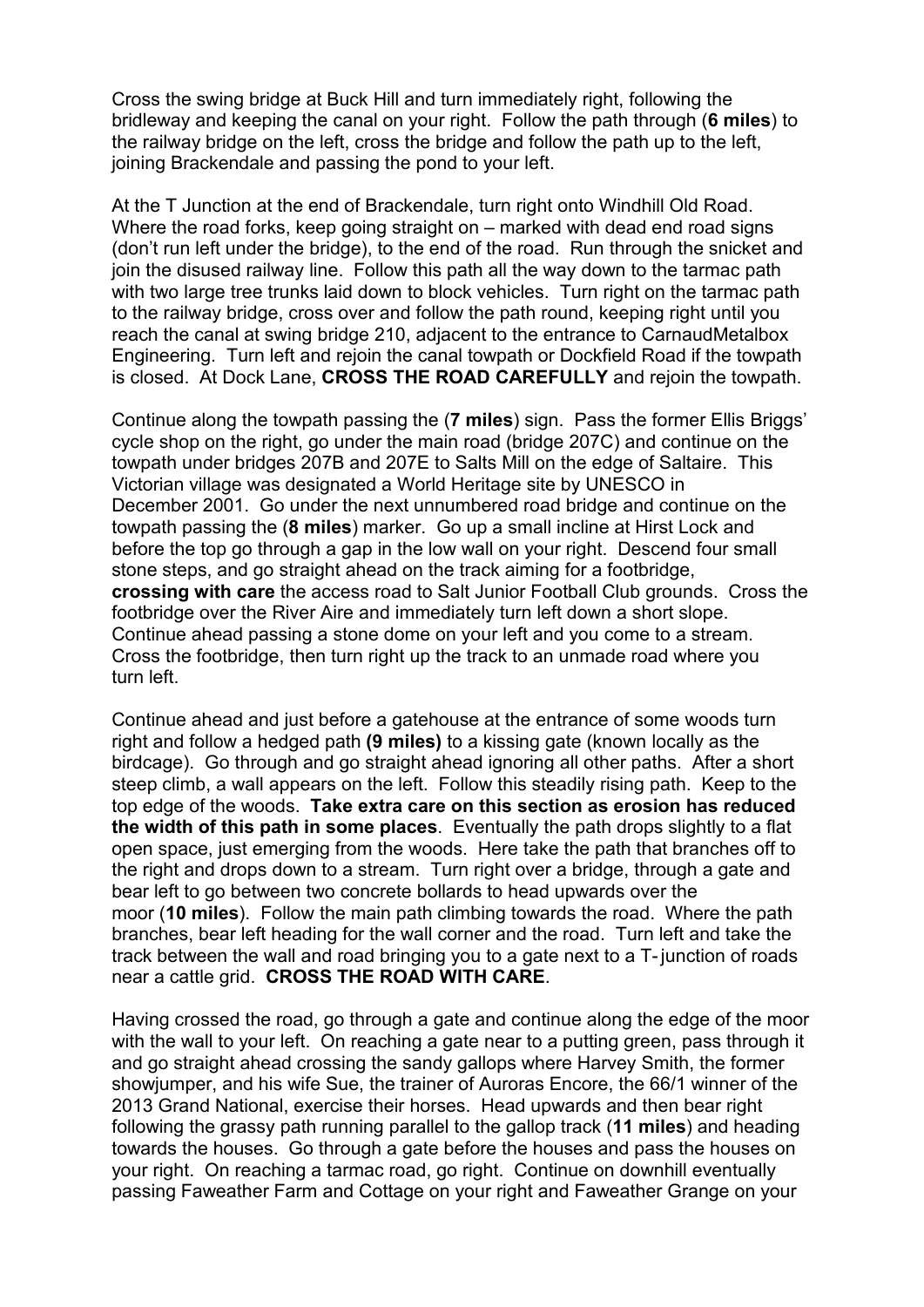Cross the swing bridge at Buck Hill and turn immediately right, following the bridleway and keeping the canal on your right. Follow the path through (**6 miles**) to the railway bridge on the left, cross the bridge and follow the path up to the left, joining Brackendale and passing the pond to your left.

At the T Junction at the end of Brackendale, turn right onto Windhill Old Road. Where the road forks, keep going straight on – marked with dead end road signs (don't run left under the bridge), to the end of the road. Run through the snicket and join the disused railway line. Follow this path all the way down to the tarmac path with two large tree trunks laid down to block vehicles. Turn right on the tarmac path to the railway bridge, cross over and follow the path round, keeping right until you reach the canal at swing bridge 210, adjacent to the entrance to CarnaudMetalbox Engineering. Turn left and rejoin the canal towpath or Dockfield Road if the towpath is closed. At Dock Lane, **CROSS THE ROAD CAREFULLY** and rejoin the towpath.

Continue along the towpath passing the (**7 miles**) sign. Pass the former Ellis Briggs' cycle shop on the right, go under the main road (bridge 207C) and continue on the towpath under bridges 207B and 207E to Salts Mill on the edge of Saltaire. This Victorian village was designated a World Heritage site by UNESCO in December 2001. Go under the next unnumbered road bridge and continue on the towpath passing the (**8 miles**) marker. Go up a small incline at Hirst Lock and before the top go through a gap in the low wall on your right. Descend four small stone steps, and go straight ahead on the track aiming for a footbridge, **crossing with care** the access road to Salt Junior Football Club grounds. Cross the footbridge over the River Aire and immediately turn left down a short slope. Continue ahead passing a stone dome on your left and you come to a stream. Cross the footbridge, then turn right up the track to an unmade road where you turn left.

Continue ahead and just before a gatehouse at the entrance of some woods turn right and follow a hedged path **(9 miles)** to a kissing gate (known locally as the birdcage). Go through and go straight ahead ignoring all other paths. After a short steep climb, a wall appears on the left. Follow this steadily rising path. Keep to the top edge of the woods. **Take extra care on this section as erosion has reduced the width of this path in some places**. Eventually the path drops slightly to a flat open space, just emerging from the woods. Here take the path that branches off to the right and drops down to a stream. Turn right over a bridge, through a gate and bear left to go between two concrete bollards to head upwards over the moor (**10 miles**). Follow the main path climbing towards the road. Where the path branches, bear left heading for the wall corner and the road. Turn left and take the track between the wall and road bringing you to a gate next to a T-junction of roads near a cattle grid. **CROSS THE ROAD WITH CARE**.

Having crossed the road, go through a gate and continue along the edge of the moor with the wall to your left. On reaching a gate near to a putting green, pass through it and go straight ahead crossing the sandy gallops where Harvey Smith, the former showjumper, and his wife Sue, the trainer of Auroras Encore, the 66/1 winner of the 2013 Grand National, exercise their horses. Head upwards and then bear right following the grassy path running parallel to the gallop track (**11 miles**) and heading towards the houses. Go through a gate before the houses and pass the houses on your right. On reaching a tarmac road, go right. Continue on downhill eventually passing Faweather Farm and Cottage on your right and Faweather Grange on your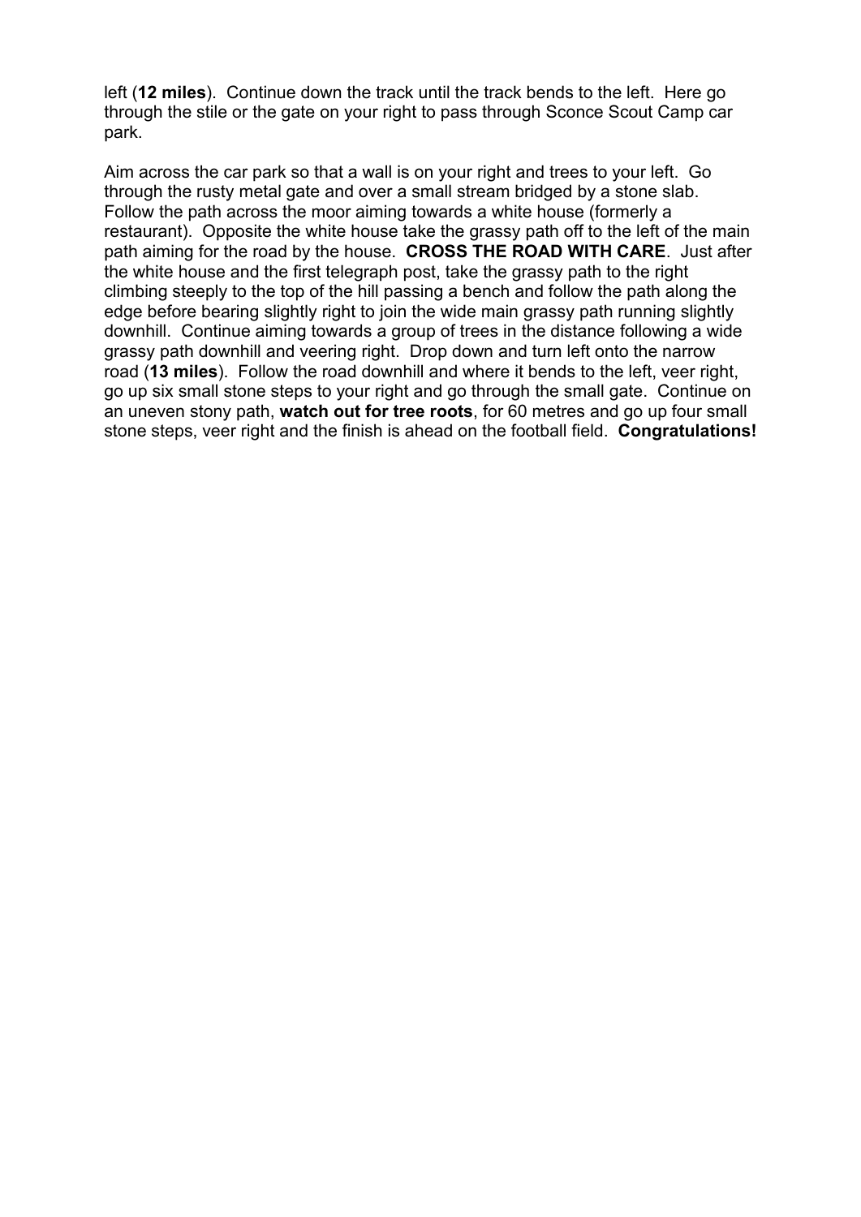left (**12 miles**). Continue down the track until the track bends to the left. Here go through the stile or the gate on your right to pass through Sconce Scout Camp car park.

Aim across the car park so that a wall is on your right and trees to your left. Go through the rusty metal gate and over a small stream bridged by a stone slab. Follow the path across the moor aiming towards a white house (formerly a restaurant). Opposite the white house take the grassy path off to the left of the main path aiming for the road by the house. **CROSS THE ROAD WITH CARE**. Just after the white house and the first telegraph post, take the grassy path to the right climbing steeply to the top of the hill passing a bench and follow the path along the edge before bearing slightly right to join the wide main grassy path running slightly downhill. Continue aiming towards a group of trees in the distance following a wide grassy path downhill and veering right. Drop down and turn left onto the narrow road (**13 miles**). Follow the road downhill and where it bends to the left, veer right, go up six small stone steps to your right and go through the small gate. Continue on an uneven stony path, **watch out for tree roots**, for 60 metres and go up four small stone steps, veer right and the finish is ahead on the football field. **Congratulations!**